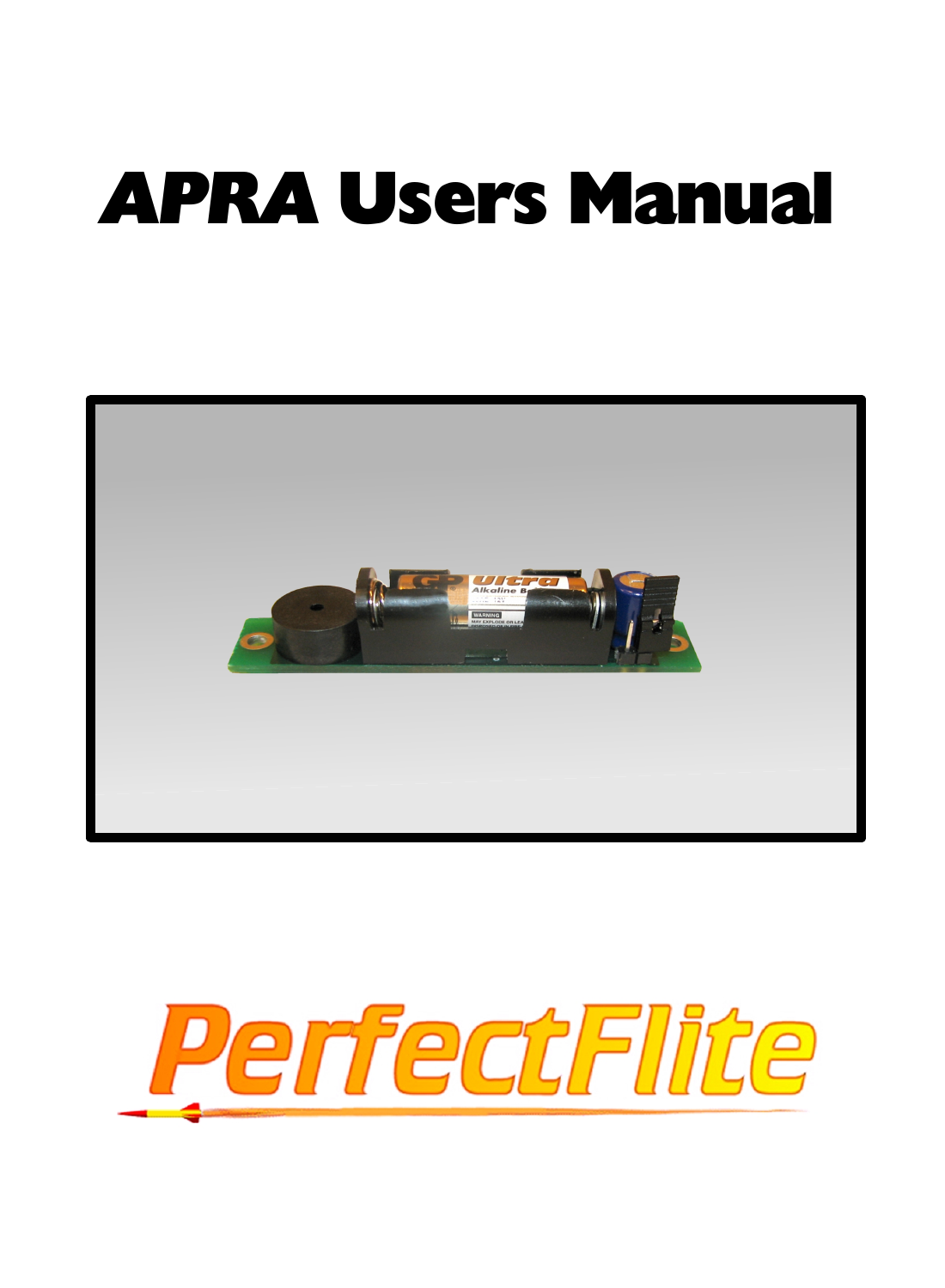# APRA Users Manual

PerfectFlite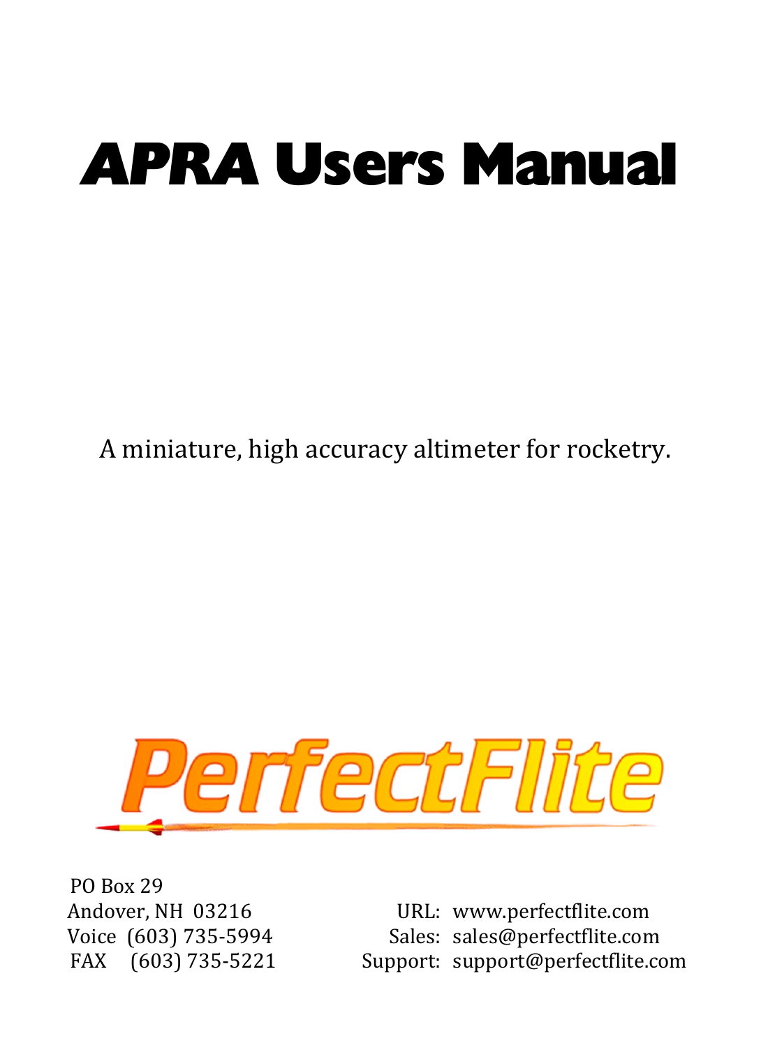# APRA Users Manual

A miniature, high accuracy altimeter for rocketry.

PerfectFlite

PO Box 29
Andover, NH 03216
Voice (603) 735-5994
FAX (603) 735-5221

URL: www.perfectflite.com
Sales: sales@perfectflite.com
Support: support@perfectflite.com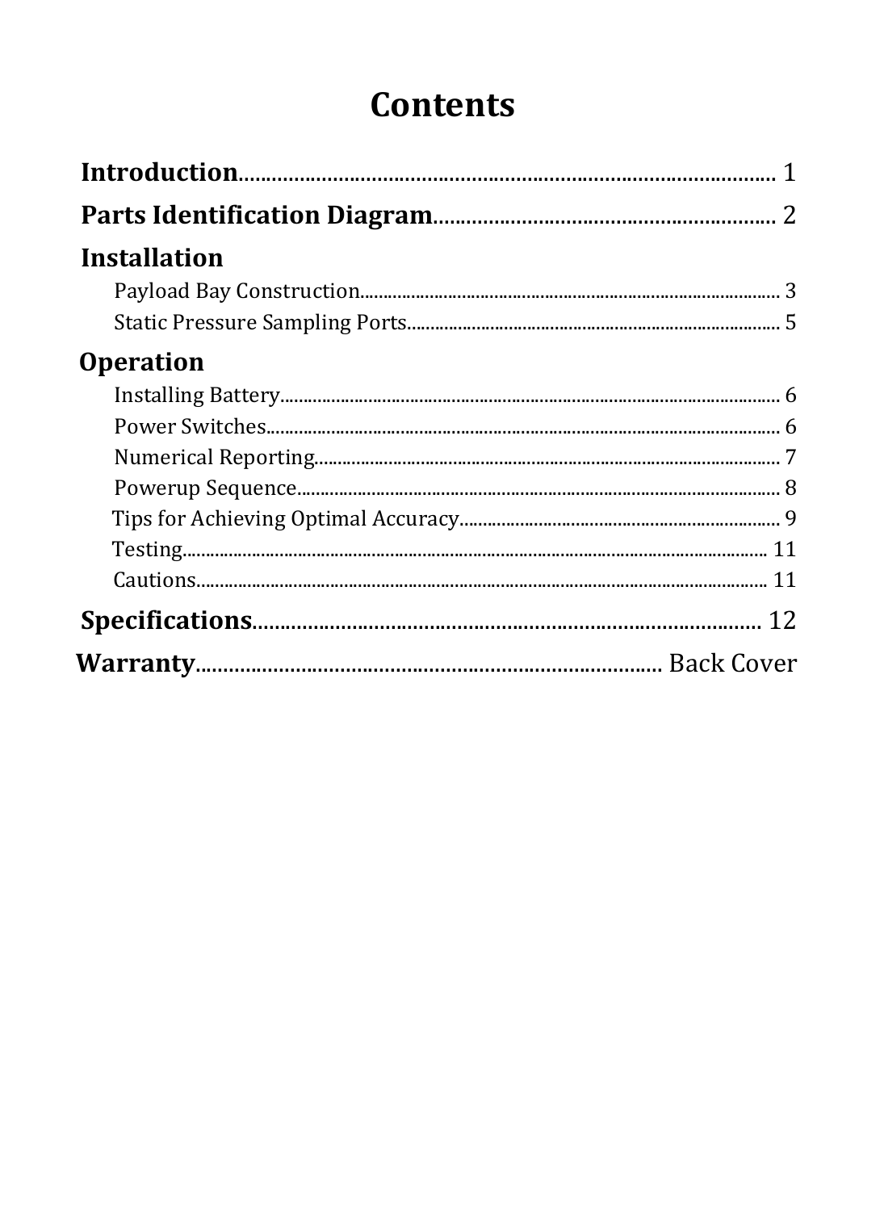# Contents

**Introduction** .......... 1

**Parts Identification Diagram** .......... 2

**Installation**

- Payload Bay Construction .......... 3
- Static Pressure Sampling Ports .......... 5

**Operation**

- Installing Battery .......... 6
- Power Switches .......... 6
- Numerical Reporting .......... 7
- Powerup Sequence .......... 8
- Tips for Achieving Optimal Accuracy .......... 9
- Testing .......... 11
- Cautions .......... 11

**Specifications** .......... 12

**Warranty** .......... Back Cover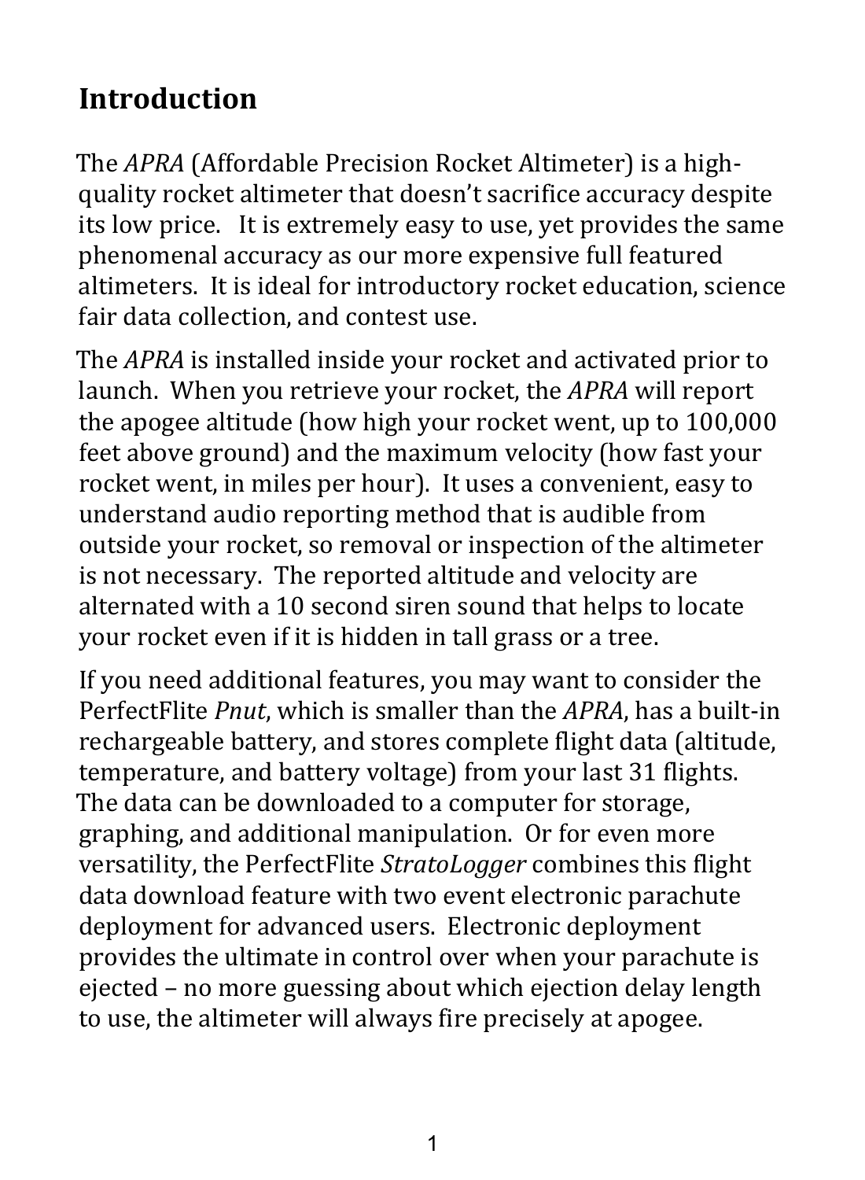# Introduction

The *APRA* (Affordable Precision Rocket Altimeter) is a high-quality rocket altimeter that doesn't sacrifice accuracy despite its low price. It is extremely easy to use, yet provides the same phenomenal accuracy as our more expensive full featured altimeters. It is ideal for introductory rocket education, science fair data collection, and contest use.

The *APRA* is installed inside your rocket and activated prior to launch. When you retrieve your rocket, the *APRA* will report the apogee altitude (how high your rocket went, up to 100,000 feet above ground) and the maximum velocity (how fast your rocket went, in miles per hour). It uses a convenient, easy to understand audio reporting method that is audible from outside your rocket, so removal or inspection of the altimeter is not necessary. The reported altitude and velocity are alternated with a 10 second siren sound that helps to locate your rocket even if it is hidden in tall grass or a tree.

If you need additional features, you may want to consider the PerfectFlite *Pnut*, which is smaller than the *APRA*, has a built-in rechargeable battery, and stores complete flight data (altitude, temperature, and battery voltage) from your last 31 flights. The data can be downloaded to a computer for storage, graphing, and additional manipulation. Or for even more versatility, the PerfectFlite *StratoLogger* combines this flight data download feature with two event electronic parachute deployment for advanced users. Electronic deployment provides the ultimate in control over when your parachute is ejected – no more guessing about which ejection delay length to use, the altimeter will always fire precisely at apogee.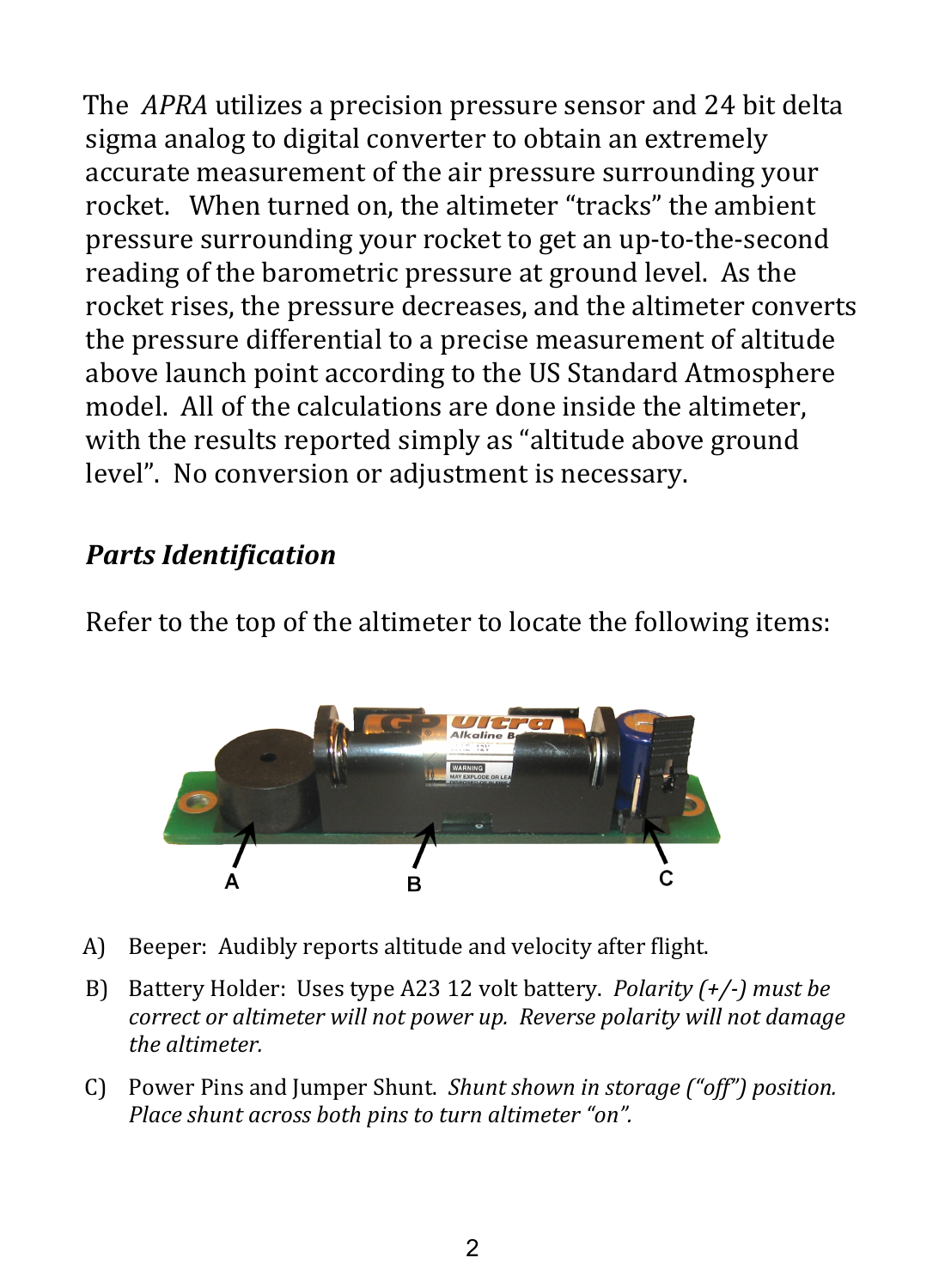The *APRA* utilizes a precision pressure sensor and 24 bit delta sigma analog to digital converter to obtain an extremely accurate measurement of the air pressure surrounding your rocket. When turned on, the altimeter "tracks" the ambient pressure surrounding your rocket to get an up-to-the-second reading of the barometric pressure at ground level. As the rocket rises, the pressure decreases, and the altimeter converts the pressure differential to a precise measurement of altitude above launch point according to the US Standard Atmosphere model. All of the calculations are done inside the altimeter, with the results reported simply as "altitude above ground level". No conversion or adjustment is necessary.

## *Parts Identification*

Refer to the top of the altimeter to locate the following items:

A) Beeper: Audibly reports altitude and velocity after flight.

B) Battery Holder: Uses type A23 12 volt battery. *Polarity (+/-) must be correct or altimeter will not power up. Reverse polarity will not damage the altimeter.*

C) Power Pins and Jumper Shunt. *Shunt shown in storage ("off") position. Place shunt across both pins to turn altimeter "on".*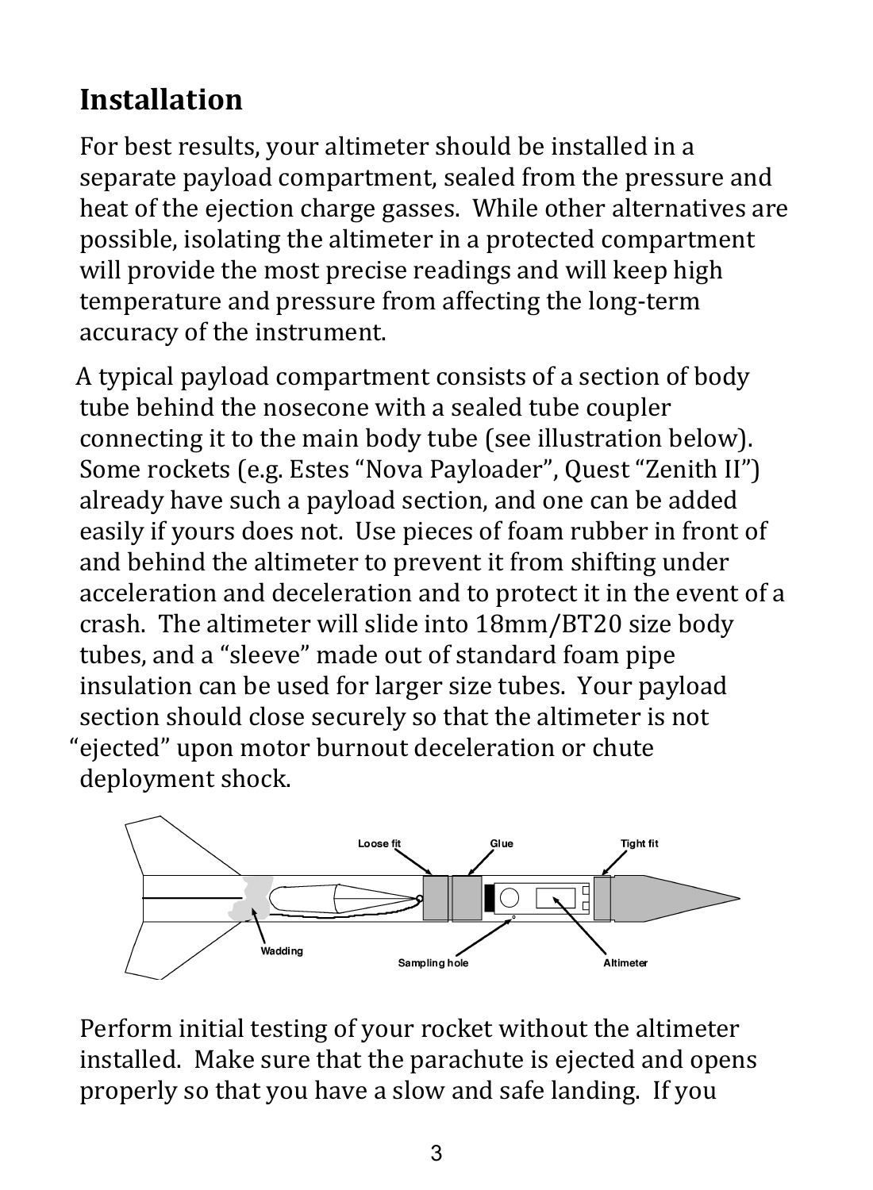## Installation

For best results, your altimeter should be installed in a separate payload compartment, sealed from the pressure and heat of the ejection charge gasses. While other alternatives are possible, isolating the altimeter in a protected compartment will provide the most precise readings and will keep high temperature and pressure from affecting the long-term accuracy of the instrument.

A typical payload compartment consists of a section of body tube behind the nosecone with a sealed tube coupler connecting it to the main body tube (see illustration below). Some rockets (e.g. Estes "Nova Payloader", Quest "Zenith II") already have such a payload section, and one can be added easily if yours does not. Use pieces of foam rubber in front of and behind the altimeter to prevent it from shifting under acceleration and deceleration and to protect it in the event of a crash. The altimeter will slide into 18mm/BT20 size body tubes, and a "sleeve" made out of standard foam pipe insulation can be used for larger size tubes. Your payload section should close securely so that the altimeter is not "ejected" upon motor burnout deceleration or chute deployment shock.

Loose fit

Glue

Tight fit

Wadding

Sampling hole

Altimeter

Perform initial testing of your rocket without the altimeter installed. Make sure that the parachute is ejected and opens properly so that you have a slow and safe landing. If you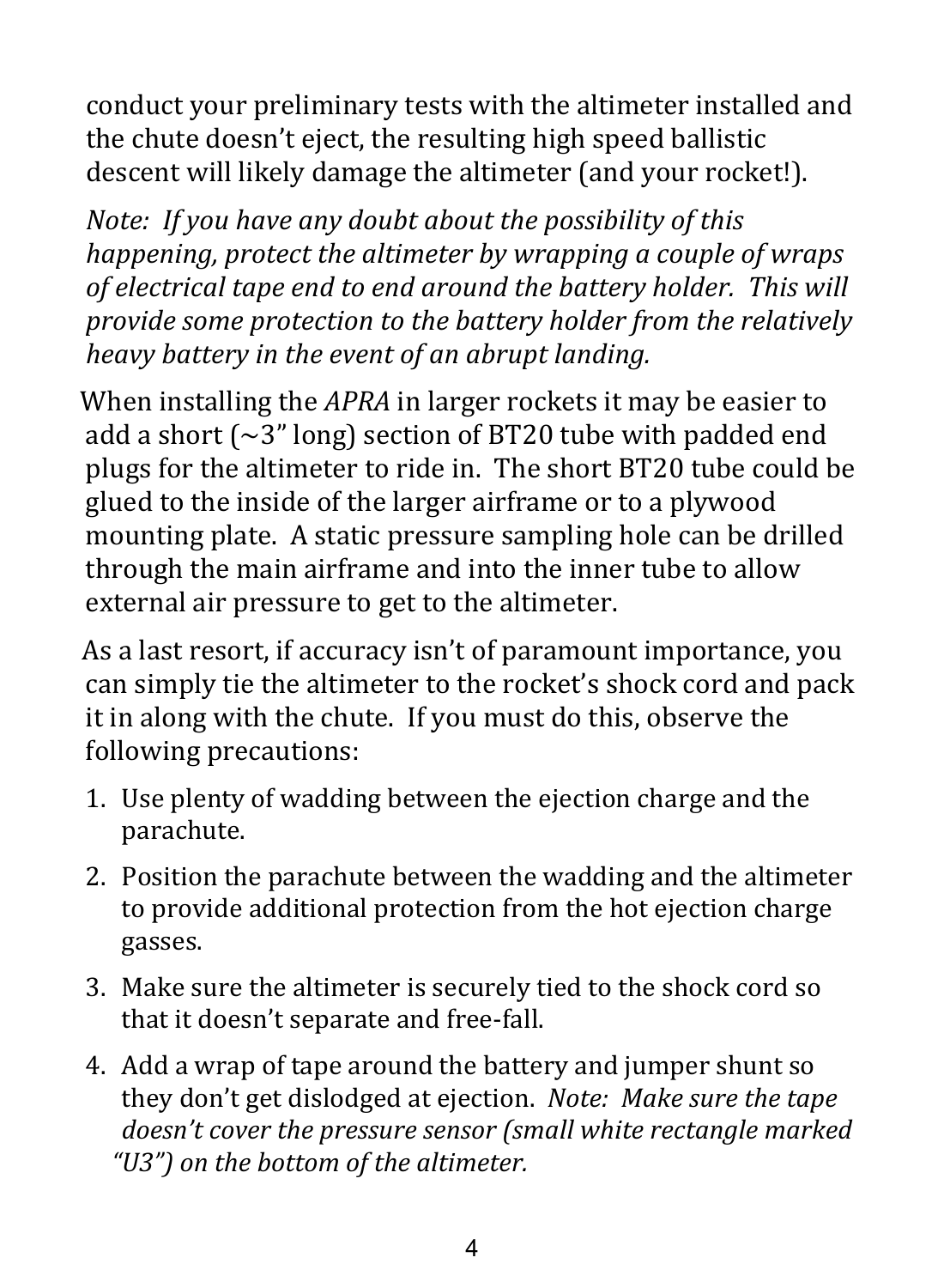conduct your preliminary tests with the altimeter installed and the chute doesn't eject, the resulting high speed ballistic descent will likely damage the altimeter (and your rocket!).

*Note: If you have any doubt about the possibility of this happening, protect the altimeter by wrapping a couple of wraps of electrical tape end to end around the battery holder. This will provide some protection to the battery holder from the relatively heavy battery in the event of an abrupt landing.*

When installing the *APRA* in larger rockets it may be easier to add a short (~3" long) section of BT20 tube with padded end plugs for the altimeter to ride in. The short BT20 tube could be glued to the inside of the larger airframe or to a plywood mounting plate. A static pressure sampling hole can be drilled through the main airframe and into the inner tube to allow external air pressure to get to the altimeter.

As a last resort, if accuracy isn't of paramount importance, you can simply tie the altimeter to the rocket's shock cord and pack it in along with the chute. If you must do this, observe the following precautions:

1. Use plenty of wadding between the ejection charge and the parachute.
2. Position the parachute between the wadding and the altimeter to provide additional protection from the hot ejection charge gasses.
3. Make sure the altimeter is securely tied to the shock cord so that it doesn't separate and free-fall.
4. Add a wrap of tape around the battery and jumper shunt so they don't get dislodged at ejection. *Note: Make sure the tape doesn't cover the pressure sensor (small white rectangle marked "U3") on the bottom of the altimeter.*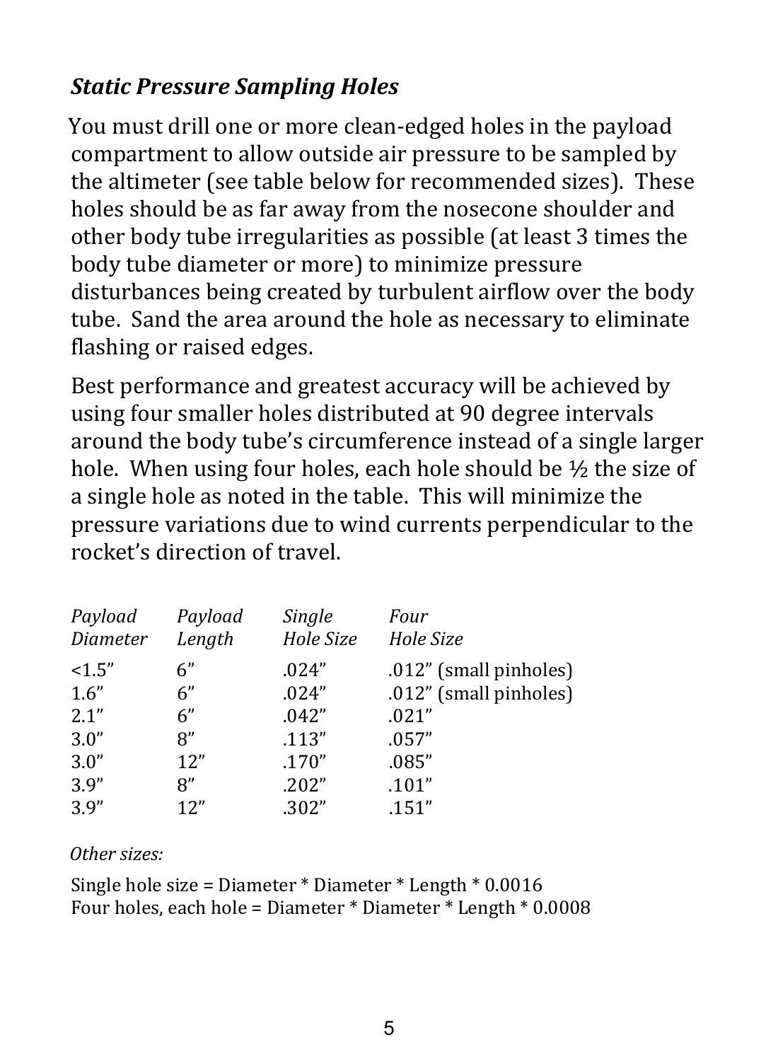### *Static Pressure Sampling Holes*

You must drill one or more clean-edged holes in the payload compartment to allow outside air pressure to be sampled by the altimeter (see table below for recommended sizes). These holes should be as far away from the nosecone shoulder and other body tube irregularities as possible (at least 3 times the body tube diameter or more) to minimize pressure disturbances being created by turbulent airflow over the body tube. Sand the area around the hole as necessary to eliminate flashing or raised edges.

Best performance and greatest accuracy will be achieved by using four smaller holes distributed at 90 degree intervals around the body tube's circumference instead of a single larger hole. When using four holes, each hole should be ½ the size of a single hole as noted in the table. This will minimize the pressure variations due to wind currents perpendicular to the rocket's direction of travel.

| *Payload Diameter* | *Payload Length* | *Single Hole Size* | *Four Hole Size* |
|---|---|---|---|
| <1.5" | 6" | .024" | .012" (small pinholes) |
| 1.6" | 6" | .024" | .012" (small pinholes) |
| 2.1" | 6" | .042" | .021" |
| 3.0" | 8" | .113" | .057" |
| 3.0" | 12" | .170" | .085" |
| 3.9" | 8" | .202" | .101" |
| 3.9" | 12" | .302" | .151" |

*Other sizes:*

Single hole size = Diameter * Diameter * Length * 0.0016
Four holes, each hole = Diameter * Diameter * Length * 0.0008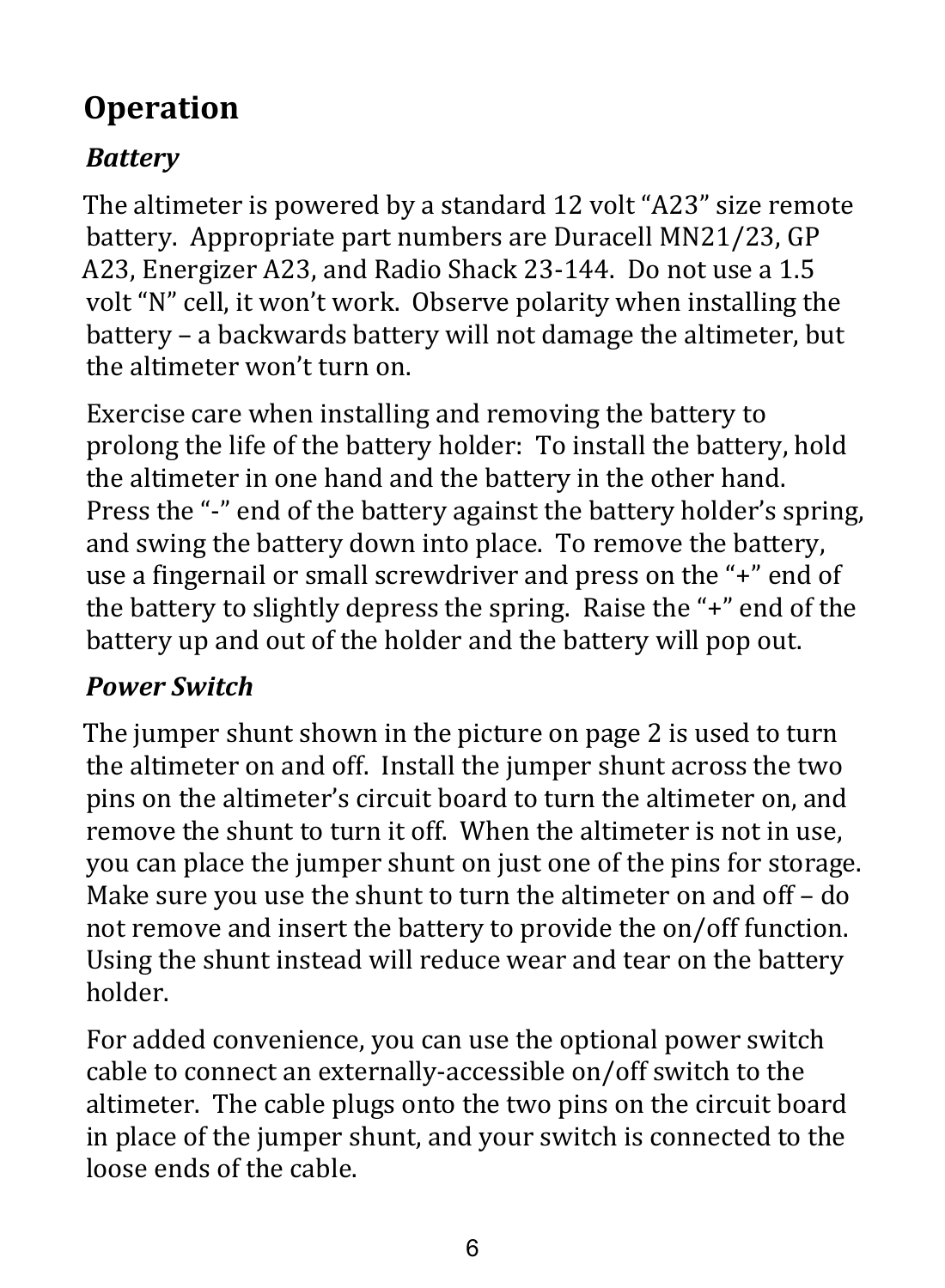# Operation

### *Battery*

The altimeter is powered by a standard 12 volt "A23" size remote battery. Appropriate part numbers are Duracell MN21/23, GP A23, Energizer A23, and Radio Shack 23-144. Do not use a 1.5 volt "N" cell, it won't work. Observe polarity when installing the battery – a backwards battery will not damage the altimeter, but the altimeter won't turn on.

Exercise care when installing and removing the battery to prolong the life of the battery holder: To install the battery, hold the altimeter in one hand and the battery in the other hand. Press the "-" end of the battery against the battery holder's spring, and swing the battery down into place. To remove the battery, use a fingernail or small screwdriver and press on the "+" end of the battery to slightly depress the spring. Raise the "+" end of the battery up and out of the holder and the battery will pop out.

### *Power Switch*

The jumper shunt shown in the picture on page 2 is used to turn the altimeter on and off. Install the jumper shunt across the two pins on the altimeter's circuit board to turn the altimeter on, and remove the shunt to turn it off. When the altimeter is not in use, you can place the jumper shunt on just one of the pins for storage. Make sure you use the shunt to turn the altimeter on and off – do not remove and insert the battery to provide the on/off function. Using the shunt instead will reduce wear and tear on the battery holder.

For added convenience, you can use the optional power switch cable to connect an externally-accessible on/off switch to the altimeter. The cable plugs onto the two pins on the circuit board in place of the jumper shunt, and your switch is connected to the loose ends of the cable.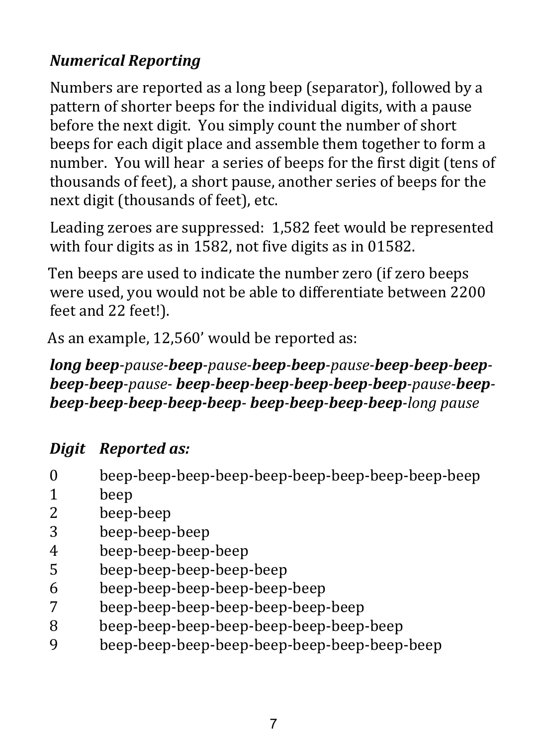### *Numerical Reporting*

Numbers are reported as a long beep (separator), followed by a pattern of shorter beeps for the individual digits, with a pause before the next digit. You simply count the number of short beeps for each digit place and assemble them together to form a number. You will hear a series of beeps for the first digit (tens of thousands of feet), a short pause, another series of beeps for the next digit (thousands of feet), etc.

Leading zeroes are suppressed: 1,582 feet would be represented with four digits as in 1582, not five digits as in 01582.

Ten beeps are used to indicate the number zero (if zero beeps were used, you would not be able to differentiate between 2200 feet and 22 feet!).

As an example, 12,560' would be reported as:

***long beep****-pause-* ***beep****-pause-* ***beep-beep****-pause-* ***beep-beep-beep-beep-beep****-pause-* ***beep-beep-beep-beep-beep-beep****-pause-* ***beep-beep-beep-beep-beep-beep- beep-beep-beep-beep****-long pause*

| *Digit* | *Reported as:* |
|---|---|
| 0 | beep-beep-beep-beep-beep-beep-beep-beep-beep-beep |
| 1 | beep |
| 2 | beep-beep |
| 3 | beep-beep-beep |
| 4 | beep-beep-beep-beep |
| 5 | beep-beep-beep-beep-beep |
| 6 | beep-beep-beep-beep-beep-beep |
| 7 | beep-beep-beep-beep-beep-beep-beep |
| 8 | beep-beep-beep-beep-beep-beep-beep-beep |
| 9 | beep-beep-beep-beep-beep-beep-beep-beep-beep |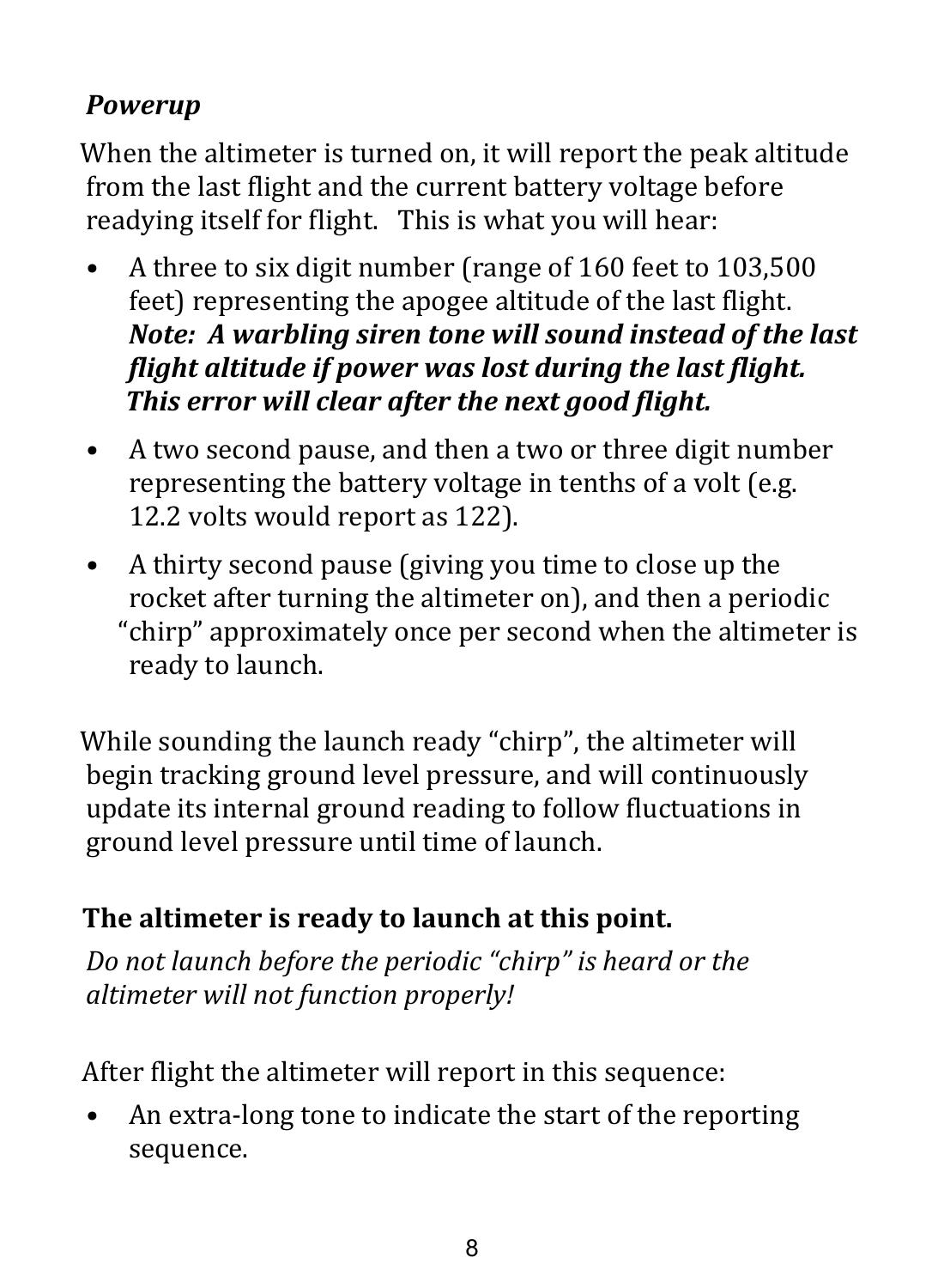### *Powerup*

When the altimeter is turned on, it will report the peak altitude from the last flight and the current battery voltage before readying itself for flight. This is what you will hear:

- A three to six digit number (range of 160 feet to 103,500 feet) representing the apogee altitude of the last flight. ***Note: A warbling siren tone will sound instead of the last flight altitude if power was lost during the last flight. This error will clear after the next good flight.***
- A two second pause, and then a two or three digit number representing the battery voltage in tenths of a volt (e.g. 12.2 volts would report as 122).
- A thirty second pause (giving you time to close up the rocket after turning the altimeter on), and then a periodic "chirp" approximately once per second when the altimeter is ready to launch.

While sounding the launch ready "chirp", the altimeter will begin tracking ground level pressure, and will continuously update its internal ground reading to follow fluctuations in ground level pressure until time of launch.

**The altimeter is ready to launch at this point.**

*Do not launch before the periodic "chirp" is heard or the altimeter will not function properly!*

After flight the altimeter will report in this sequence:

- An extra-long tone to indicate the start of the reporting sequence.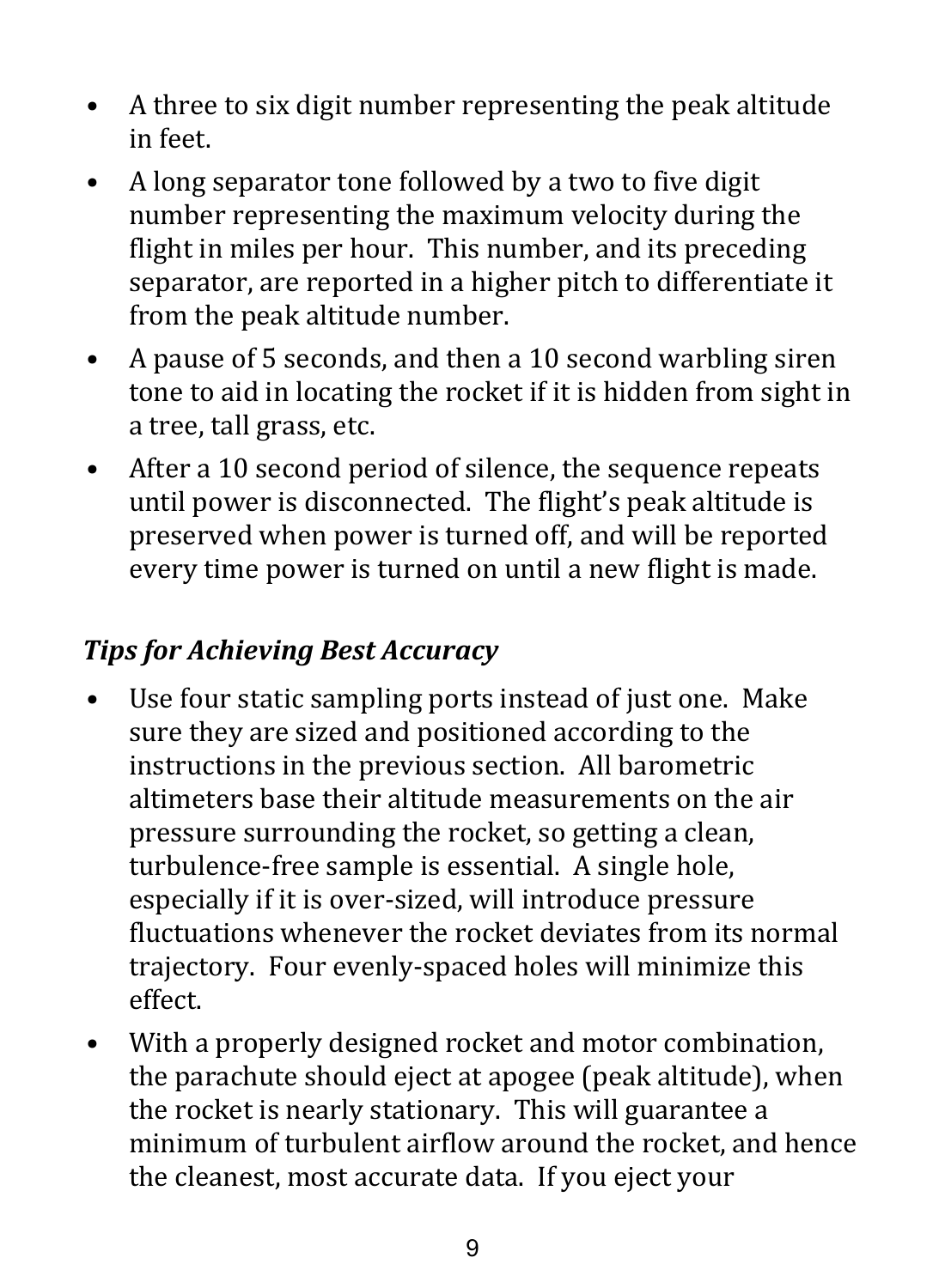- A three to six digit number representing the peak altitude in feet.
- A long separator tone followed by a two to five digit number representing the maximum velocity during the flight in miles per hour. This number, and its preceding separator, are reported in a higher pitch to differentiate it from the peak altitude number.
- A pause of 5 seconds, and then a 10 second warbling siren tone to aid in locating the rocket if it is hidden from sight in a tree, tall grass, etc.
- After a 10 second period of silence, the sequence repeats until power is disconnected. The flight's peak altitude is preserved when power is turned off, and will be reported every time power is turned on until a new flight is made.

### *Tips for Achieving Best Accuracy*

- Use four static sampling ports instead of just one. Make sure they are sized and positioned according to the instructions in the previous section. All barometric altimeters base their altitude measurements on the air pressure surrounding the rocket, so getting a clean, turbulence-free sample is essential. A single hole, especially if it is over-sized, will introduce pressure fluctuations whenever the rocket deviates from its normal trajectory. Four evenly-spaced holes will minimize this effect.
- With a properly designed rocket and motor combination, the parachute should eject at apogee (peak altitude), when the rocket is nearly stationary. This will guarantee a minimum of turbulent airflow around the rocket, and hence the cleanest, most accurate data. If you eject your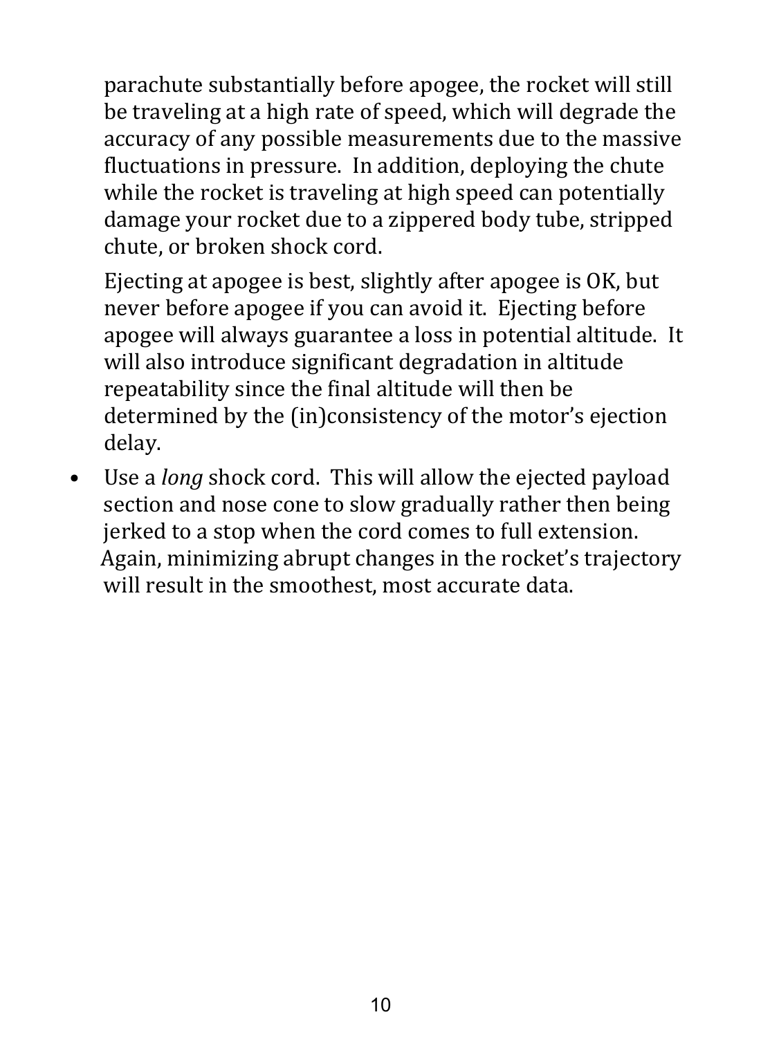parachute substantially before apogee, the rocket will still be traveling at a high rate of speed, which will degrade the accuracy of any possible measurements due to the massive fluctuations in pressure. In addition, deploying the chute while the rocket is traveling at high speed can potentially damage your rocket due to a zippered body tube, stripped chute, or broken shock cord.

Ejecting at apogee is best, slightly after apogee is OK, but never before apogee if you can avoid it. Ejecting before apogee will always guarantee a loss in potential altitude. It will also introduce significant degradation in altitude repeatability since the final altitude will then be determined by the (in)consistency of the motor's ejection delay.

- Use a *long* shock cord. This will allow the ejected payload section and nose cone to slow gradually rather then being jerked to a stop when the cord comes to full extension. Again, minimizing abrupt changes in the rocket's trajectory will result in the smoothest, most accurate data.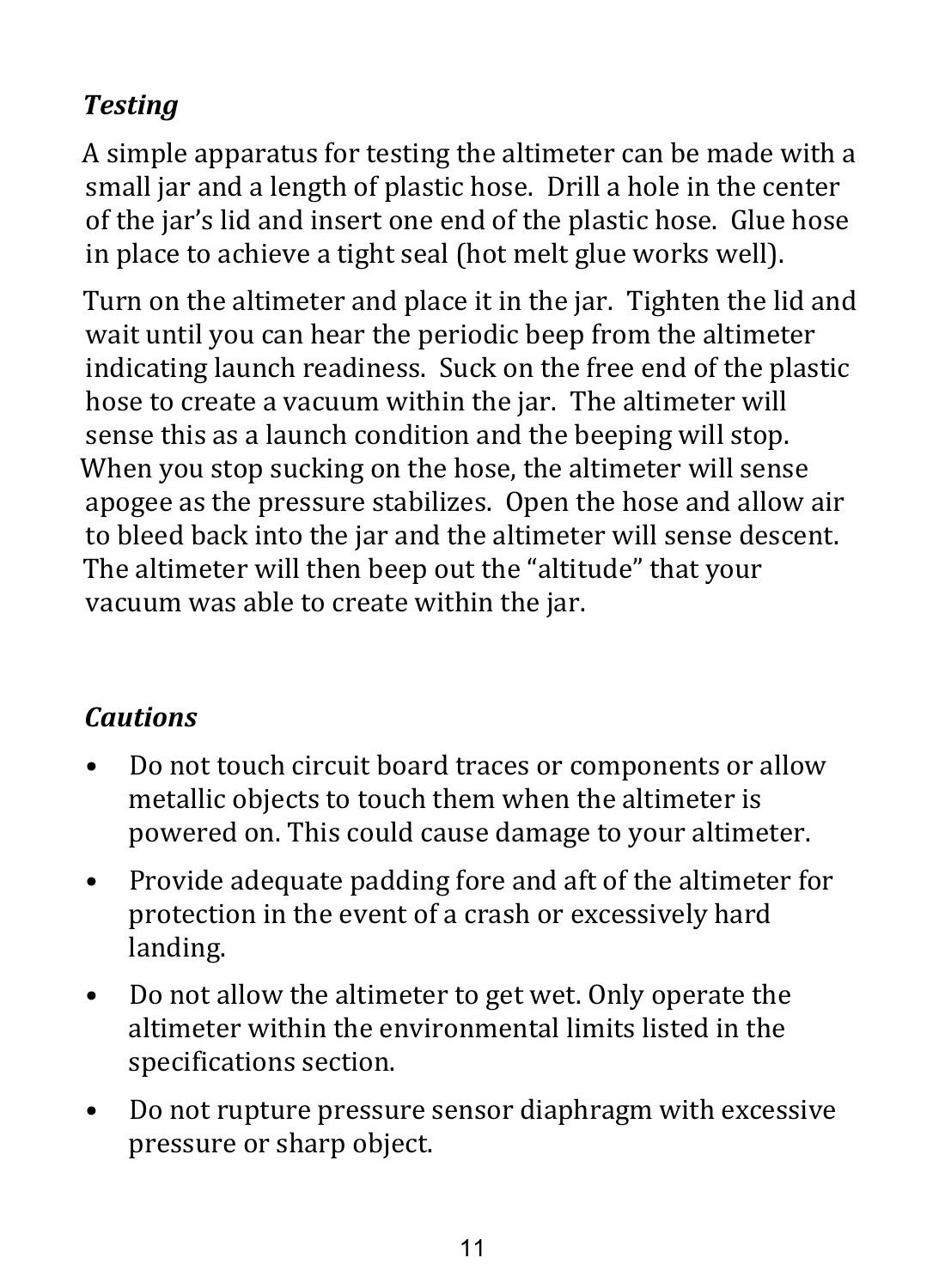### *Testing*

A simple apparatus for testing the altimeter can be made with a small jar and a length of plastic hose. Drill a hole in the center of the jar's lid and insert one end of the plastic hose. Glue hose in place to achieve a tight seal (hot melt glue works well).

Turn on the altimeter and place it in the jar. Tighten the lid and wait until you can hear the periodic beep from the altimeter indicating launch readiness. Suck on the free end of the plastic hose to create a vacuum within the jar. The altimeter will sense this as a launch condition and the beeping will stop. When you stop sucking on the hose, the altimeter will sense apogee as the pressure stabilizes. Open the hose and allow air to bleed back into the jar and the altimeter will sense descent. The altimeter will then beep out the "altitude" that your vacuum was able to create within the jar.

### *Cautions*

- Do not touch circuit board traces or components or allow metallic objects to touch them when the altimeter is powered on. This could cause damage to your altimeter.
- Provide adequate padding fore and aft of the altimeter for protection in the event of a crash or excessively hard landing.
- Do not allow the altimeter to get wet. Only operate the altimeter within the environmental limits listed in the specifications section.
- Do not rupture pressure sensor diaphragm with excessive pressure or sharp object.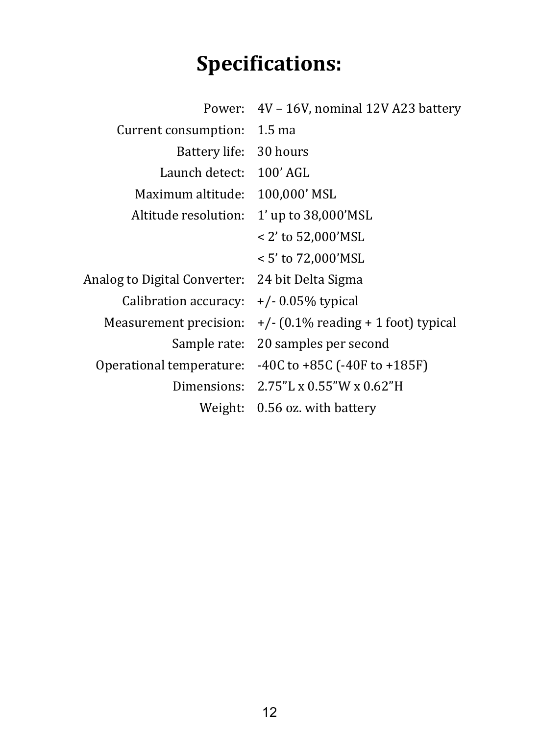# Specifications:

| | |
|---|---|
| Power: | 4V – 16V, nominal 12V A23 battery |
| Current consumption: | 1.5 ma |
| Battery life: | 30 hours |
| Launch detect: | 100’ AGL |
| Maximum altitude: | 100,000’ MSL |
| Altitude resolution: | 1’ up to 38,000’MSL |
| | < 2’ to 52,000’MSL |
| | < 5’ to 72,000’MSL |
| Analog to Digital Converter: | 24 bit Delta Sigma |
| Calibration accuracy: | +/- 0.05% typical |
| Measurement precision: | +/- (0.1% reading + 1 foot) typical |
| Sample rate: | 20 samples per second |
| Operational temperature: | -40C to +85C (-40F to +185F) |
| Dimensions: | 2.75”L x 0.55”W x 0.62”H |
| Weight: | 0.56 oz. with battery |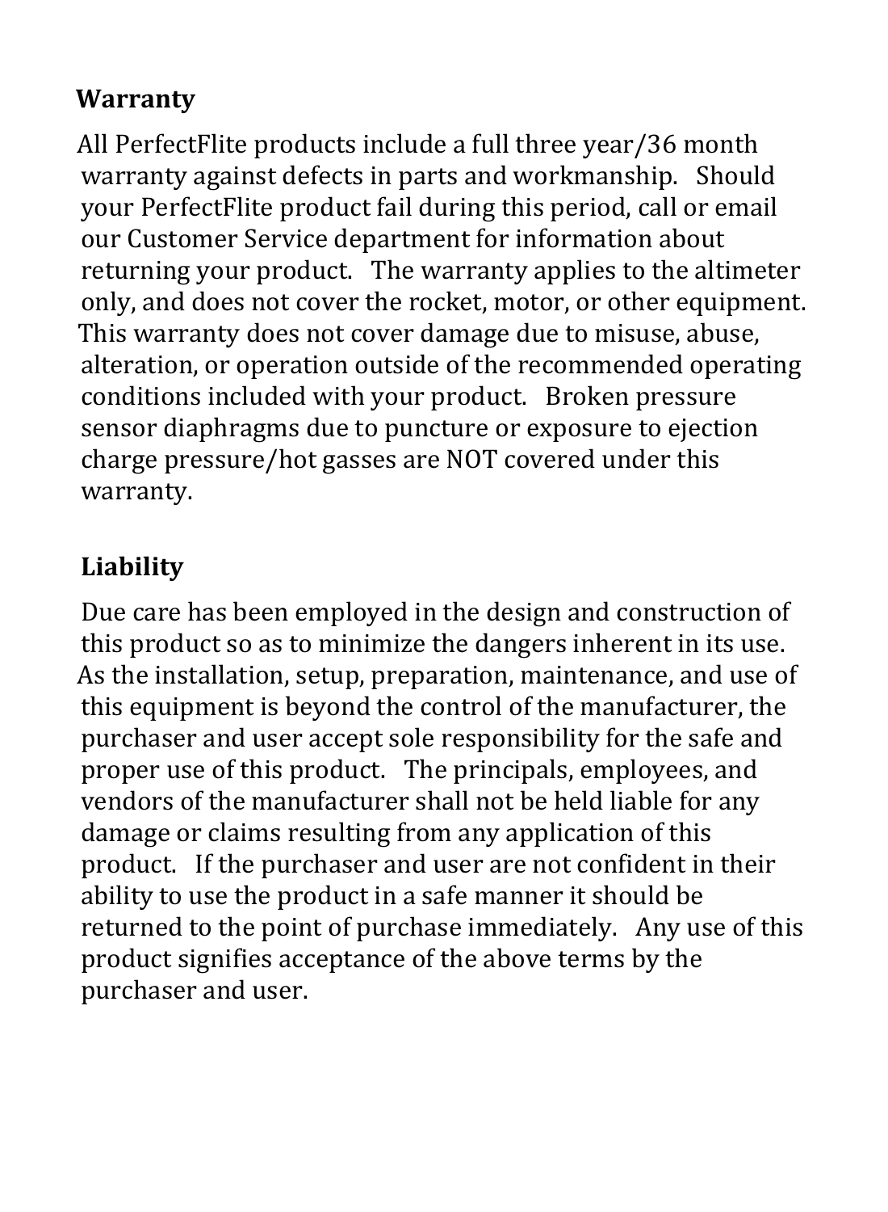## Warranty

All PerfectFlite products include a full three year/36 month warranty against defects in parts and workmanship. Should your PerfectFlite product fail during this period, call or email our Customer Service department for information about returning your product. The warranty applies to the altimeter only, and does not cover the rocket, motor, or other equipment. This warranty does not cover damage due to misuse, abuse, alteration, or operation outside of the recommended operating conditions included with your product. Broken pressure sensor diaphragms due to puncture or exposure to ejection charge pressure/hot gasses are NOT covered under this warranty.

## Liability

Due care has been employed in the design and construction of this product so as to minimize the dangers inherent in its use. As the installation, setup, preparation, maintenance, and use of this equipment is beyond the control of the manufacturer, the purchaser and user accept sole responsibility for the safe and proper use of this product. The principals, employees, and vendors of the manufacturer shall not be held liable for any damage or claims resulting from any application of this product. If the purchaser and user are not confident in their ability to use the product in a safe manner it should be returned to the point of purchase immediately. Any use of this product signifies acceptance of the above terms by the purchaser and user.